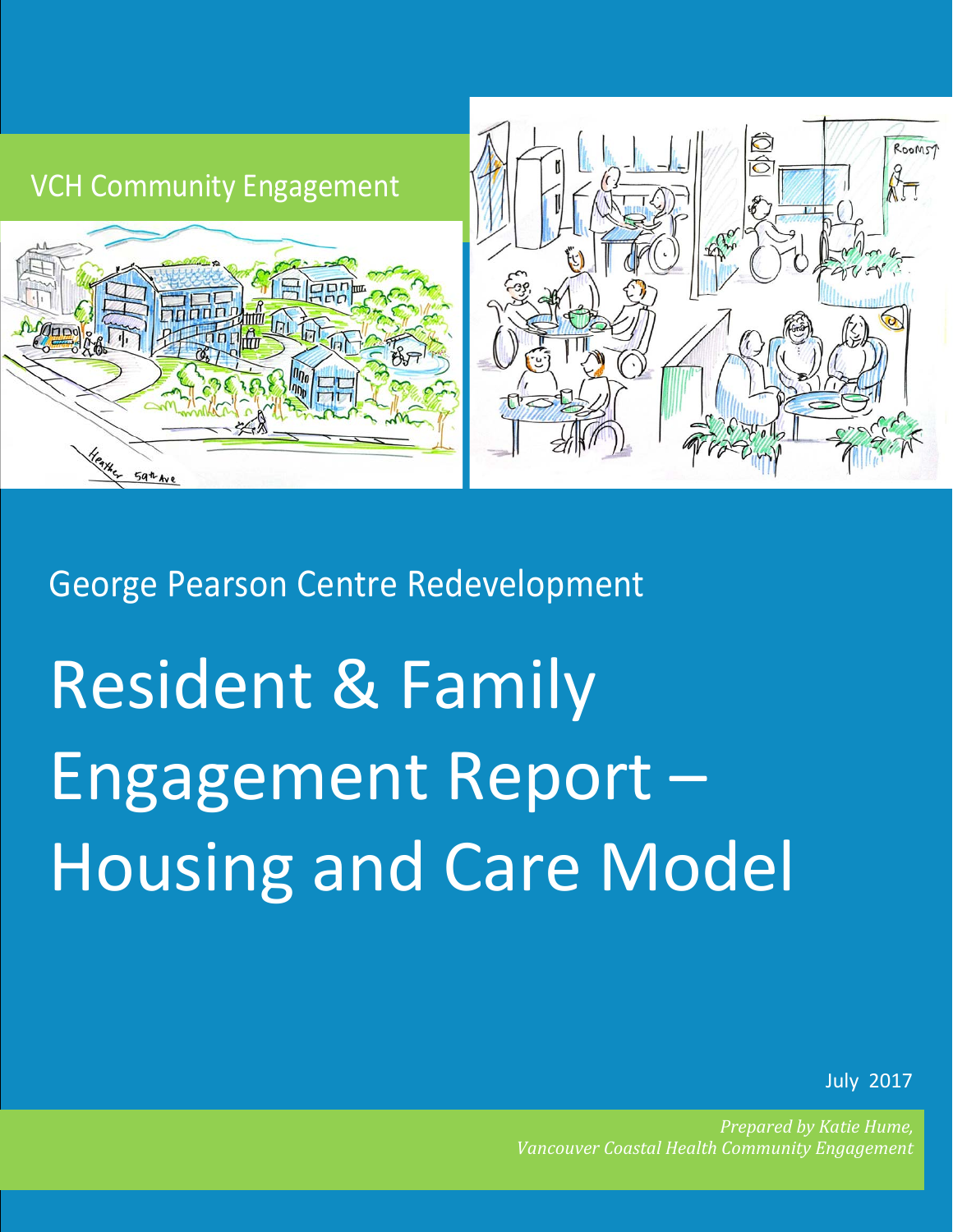VCH Community Engagement

George Pearson Centre Redevelopment

# Resident & Family Engagement Report – Housing and Care Model

July 2017

*Prepared by Katie Hume,*
*Vancouver Coastal Health Community Engagement*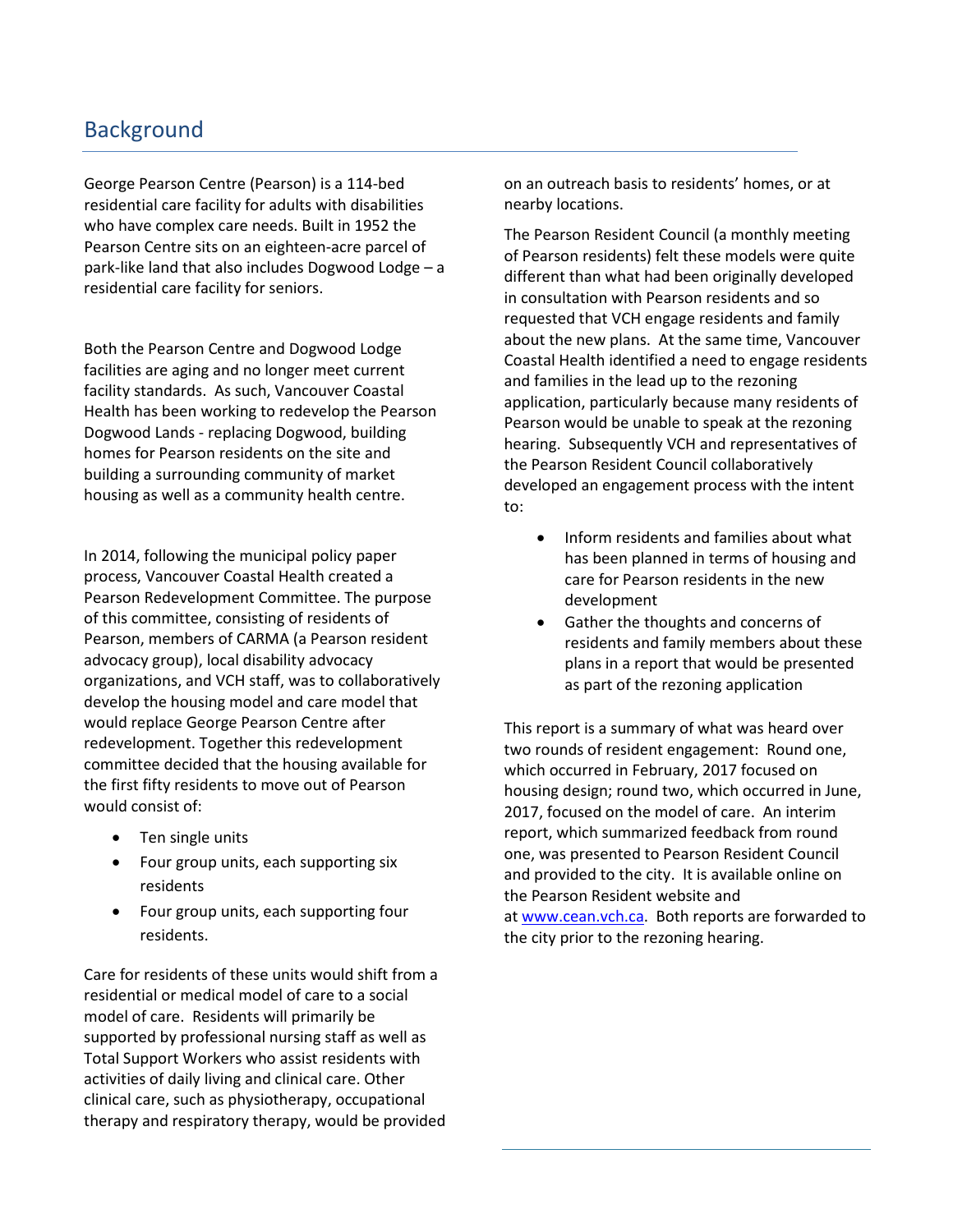## Background

George Pearson Centre (Pearson) is a 114-bed residential care facility for adults with disabilities who have complex care needs. Built in 1952 the Pearson Centre sits on an eighteen-acre parcel of park-like land that also includes Dogwood Lodge – a residential care facility for seniors.

Both the Pearson Centre and Dogwood Lodge facilities are aging and no longer meet current facility standards. As such, Vancouver Coastal Health has been working to redevelop the Pearson Dogwood Lands - replacing Dogwood, building homes for Pearson residents on the site and building a surrounding community of market housing as well as a community health centre.

In 2014, following the municipal policy paper process, Vancouver Coastal Health created a Pearson Redevelopment Committee. The purpose of this committee, consisting of residents of Pearson, members of CARMA (a Pearson resident advocacy group), local disability advocacy organizations, and VCH staff, was to collaboratively develop the housing model and care model that would replace George Pearson Centre after redevelopment. Together this redevelopment committee decided that the housing available for the first fifty residents to move out of Pearson would consist of:

- Ten single units
- Four group units, each supporting six residents
- Four group units, each supporting four residents.

Care for residents of these units would shift from a residential or medical model of care to a social model of care. Residents will primarily be supported by professional nursing staff as well as Total Support Workers who assist residents with activities of daily living and clinical care. Other clinical care, such as physiotherapy, occupational therapy and respiratory therapy, would be provided on an outreach basis to residents' homes, or at nearby locations.

The Pearson Resident Council (a monthly meeting of Pearson residents) felt these models were quite different than what had been originally developed in consultation with Pearson residents and so requested that VCH engage residents and family about the new plans. At the same time, Vancouver Coastal Health identified a need to engage residents and families in the lead up to the rezoning application, particularly because many residents of Pearson would be unable to speak at the rezoning hearing. Subsequently VCH and representatives of the Pearson Resident Council collaboratively developed an engagement process with the intent to:

- Inform residents and families about what has been planned in terms of housing and care for Pearson residents in the new development
- Gather the thoughts and concerns of residents and family members about these plans in a report that would be presented as part of the rezoning application

This report is a summary of what was heard over two rounds of resident engagement: Round one, which occurred in February, 2017 focused on housing design; round two, which occurred in June, 2017, focused on the model of care. An interim report, which summarized feedback from round one, was presented to Pearson Resident Council and provided to the city. It is available online on the Pearson Resident website and at [www.cean.vch.ca](www.cean.vch.ca). Both reports are forwarded to the city prior to the rezoning hearing.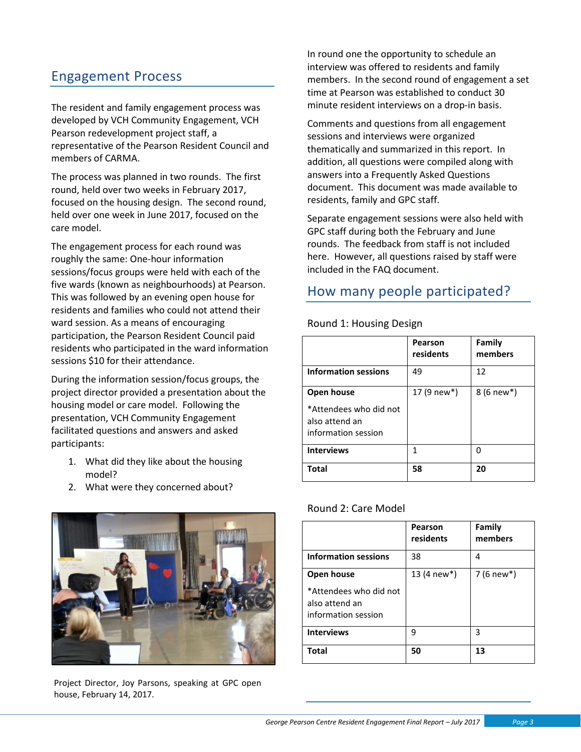## Engagement Process

The resident and family engagement process was developed by VCH Community Engagement, VCH Pearson redevelopment project staff, a representative of the Pearson Resident Council and members of CARMA.

The process was planned in two rounds. The first round, held over two weeks in February 2017, focused on the housing design. The second round, held over one week in June 2017, focused on the care model.

The engagement process for each round was roughly the same: One-hour information sessions/focus groups were held with each of the five wards (known as neighbourhoods) at Pearson. This was followed by an evening open house for residents and families who could not attend their ward session. As a means of encouraging participation, the Pearson Resident Council paid residents who participated in the ward information sessions $10 for their attendance.

During the information session/focus groups, the project director provided a presentation about the housing model or care model. Following the presentation, VCH Community Engagement facilitated questions and answers and asked participants:

1. What did they like about the housing model?
2. What were they concerned about?

Project Director, Joy Parsons, speaking at GPC open house, February 14, 2017.

In round one the opportunity to schedule an interview was offered to residents and family members. In the second round of engagement a set time at Pearson was established to conduct 30 minute resident interviews on a drop-in basis.

Comments and questions from all engagement sessions and interviews were organized thematically and summarized in this report. In addition, all questions were compiled along with answers into a Frequently Asked Questions document. This document was made available to residents, family and GPC staff.

Separate engagement sessions were also held with GPC staff during both the February and June rounds. The feedback from staff is not included here. However, all questions raised by staff were included in the FAQ document.

## How many people participated?

Round 1: Housing Design

| | Pearson residents | Family members |
|---|---|---|
| **Information sessions** | 49 | 12 |
| **Open house** *Attendees who did not also attend an information session | 17 (9 new*) | 8 (6 new*) |
| **Interviews** | 1 | 0 |
| **Total** | **58** | **20** |

Round 2: Care Model

| | Pearson residents | Family members |
|---|---|---|
| **Information sessions** | 38 | 4 |
| **Open house** *Attendees who did not also attend an information session | 13 (4 new*) | 7 (6 new*) |
| **Interviews** | 9 | 3 |
| **Total** | **50** | **13** |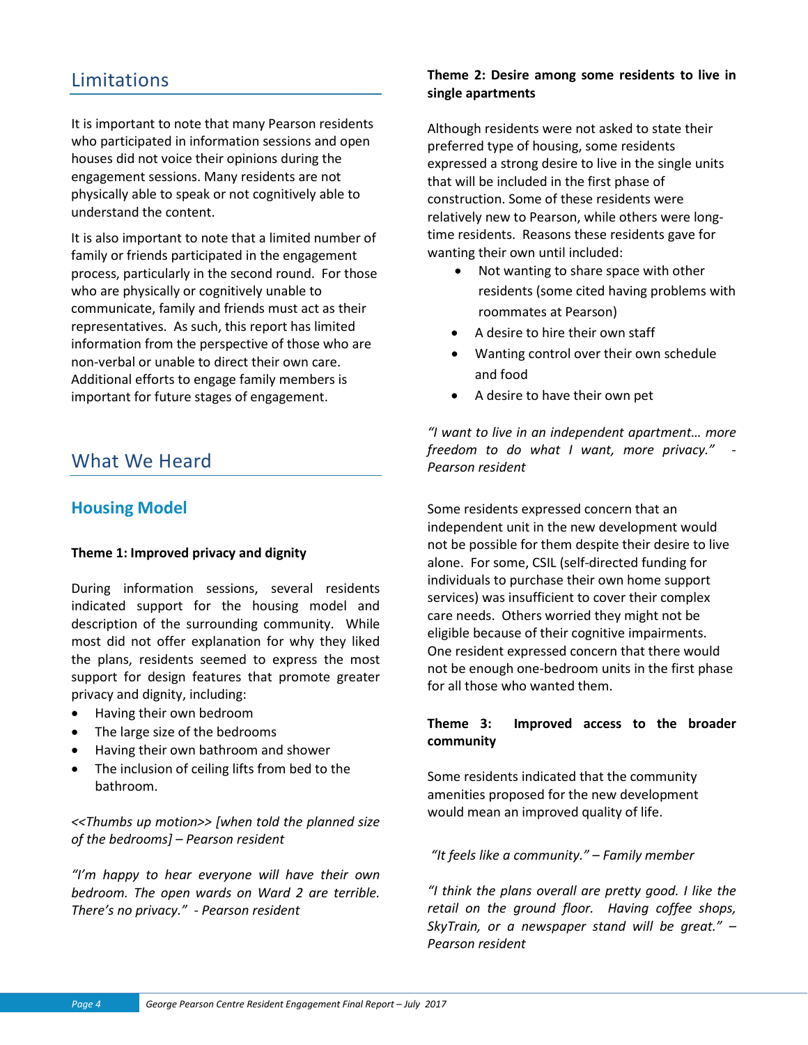## Limitations

It is important to note that many Pearson residents who participated in information sessions and open houses did not voice their opinions during the engagement sessions. Many residents are not physically able to speak or not cognitively able to understand the content.

It is also important to note that a limited number of family or friends participated in the engagement process, particularly in the second round. For those who are physically or cognitively unable to communicate, family and friends must act as their representatives. As such, this report has limited information from the perspective of those who are non-verbal or unable to direct their own care. Additional efforts to engage family members is important for future stages of engagement.

## What We Heard

### Housing Model

**Theme 1: Improved privacy and dignity**

During information sessions, several residents indicated support for the housing model and description of the surrounding community. While most did not offer explanation for why they liked the plans, residents seemed to express the most support for design features that promote greater privacy and dignity, including:

- Having their own bedroom
- The large size of the bedrooms
- Having their own bathroom and shower
- The inclusion of ceiling lifts from bed to the bathroom.

*<<Thumbs up motion>> [when told the planned size of the bedrooms] – Pearson resident*

*"I'm happy to hear everyone will have their own bedroom. The open wards on Ward 2 are terrible. There's no privacy." - Pearson resident*

**Theme 2: Desire among some residents to live in single apartments**

Although residents were not asked to state their preferred type of housing, some residents expressed a strong desire to live in the single units that will be included in the first phase of construction. Some of these residents were relatively new to Pearson, while others were long-time residents. Reasons these residents gave for wanting their own until included:

- Not wanting to share space with other residents (some cited having problems with roommates at Pearson)
- A desire to hire their own staff
- Wanting control over their own schedule and food
- A desire to have their own pet

*"I want to live in an independent apartment… more freedom to do what I want, more privacy." - Pearson resident*

Some residents expressed concern that an independent unit in the new development would not be possible for them despite their desire to live alone. For some, CSIL (self-directed funding for individuals to purchase their own home support services) was insufficient to cover their complex care needs. Others worried they might not be eligible because of their cognitive impairments. One resident expressed concern that there would not be enough one-bedroom units in the first phase for all those who wanted them.

**Theme 3: Improved access to the broader community**

Some residents indicated that the community amenities proposed for the new development would mean an improved quality of life.

*"It feels like a community." – Family member*

*"I think the plans overall are pretty good. I like the retail on the ground floor. Having coffee shops, SkyTrain, or a newspaper stand will be great." – Pearson resident*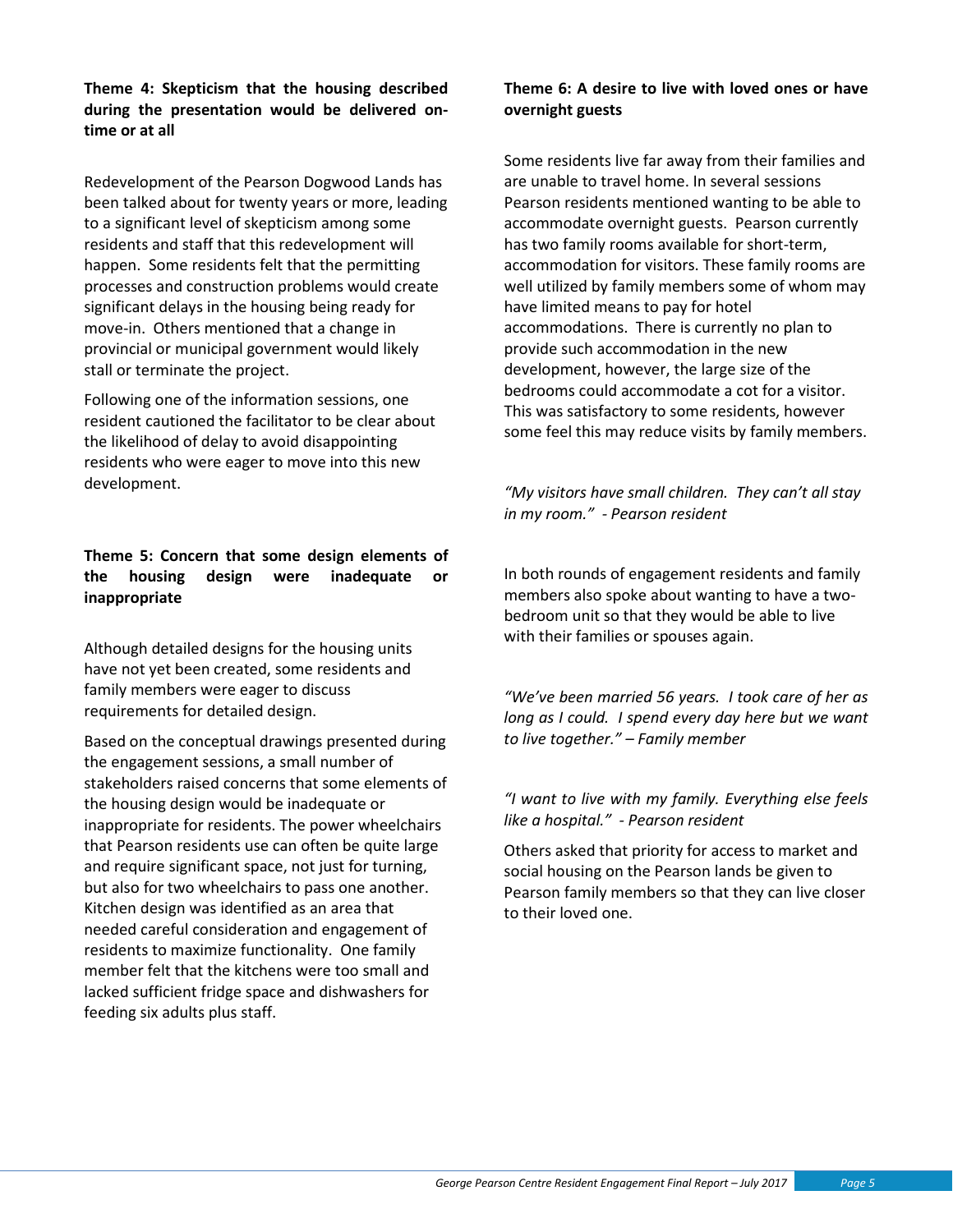**Theme 4: Skepticism that the housing described during the presentation would be delivered on-time or at all**

Redevelopment of the Pearson Dogwood Lands has been talked about for twenty years or more, leading to a significant level of skepticism among some residents and staff that this redevelopment will happen. Some residents felt that the permitting processes and construction problems would create significant delays in the housing being ready for move-in. Others mentioned that a change in provincial or municipal government would likely stall or terminate the project.

Following one of the information sessions, one resident cautioned the facilitator to be clear about the likelihood of delay to avoid disappointing residents who were eager to move into this new development.

**Theme 5: Concern that some design elements of the housing design were inadequate or inappropriate**

Although detailed designs for the housing units have not yet been created, some residents and family members were eager to discuss requirements for detailed design.

Based on the conceptual drawings presented during the engagement sessions, a small number of stakeholders raised concerns that some elements of the housing design would be inadequate or inappropriate for residents. The power wheelchairs that Pearson residents use can often be quite large and require significant space, not just for turning, but also for two wheelchairs to pass one another. Kitchen design was identified as an area that needed careful consideration and engagement of residents to maximize functionality. One family member felt that the kitchens were too small and lacked sufficient fridge space and dishwashers for feeding six adults plus staff.

**Theme 6: A desire to live with loved ones or have overnight guests**

Some residents live far away from their families and are unable to travel home. In several sessions Pearson residents mentioned wanting to be able to accommodate overnight guests. Pearson currently has two family rooms available for short-term, accommodation for visitors. These family rooms are well utilized by family members some of whom may have limited means to pay for hotel accommodations. There is currently no plan to provide such accommodation in the new development, however, the large size of the bedrooms could accommodate a cot for a visitor. This was satisfactory to some residents, however some feel this may reduce visits by family members.

*"My visitors have small children. They can't all stay in my room." - Pearson resident*

In both rounds of engagement residents and family members also spoke about wanting to have a two-bedroom unit so that they would be able to live with their families or spouses again.

*"We've been married 56 years. I took care of her as long as I could. I spend every day here but we want to live together." – Family member*

*"I want to live with my family. Everything else feels like a hospital." - Pearson resident*

Others asked that priority for access to market and social housing on the Pearson lands be given to Pearson family members so that they can live closer to their loved one.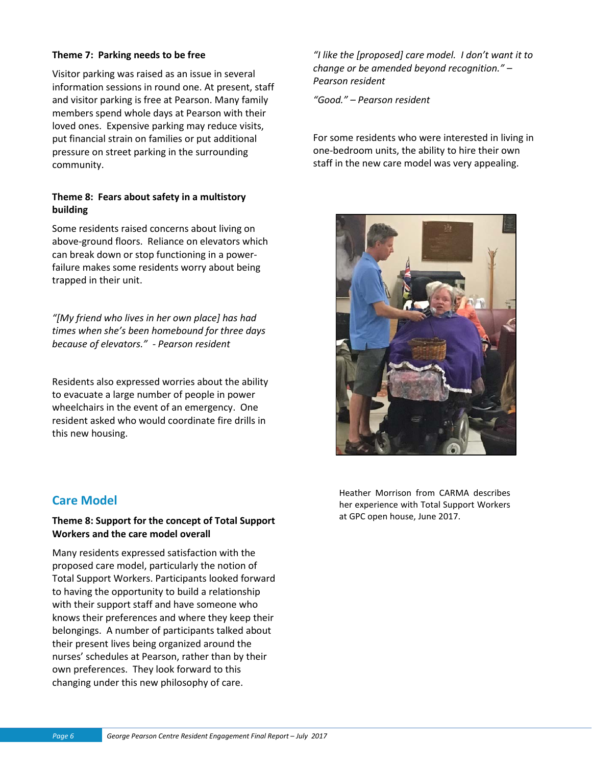**Theme 7: Parking needs to be free**

Visitor parking was raised as an issue in several information sessions in round one. At present, staff and visitor parking is free at Pearson. Many family members spend whole days at Pearson with their loved ones. Expensive parking may reduce visits, put financial strain on families or put additional pressure on street parking in the surrounding community.

**Theme 8: Fears about safety in a multistory building**

Some residents raised concerns about living on above-ground floors. Reliance on elevators which can break down or stop functioning in a power-failure makes some residents worry about being trapped in their unit.

*"[My friend who lives in her own place] has had times when she's been homebound for three days because of elevators." - Pearson resident*

Residents also expressed worries about the ability to evacuate a large number of people in power wheelchairs in the event of an emergency. One resident asked who would coordinate fire drills in this new housing.

## Care Model

**Theme 8: Support for the concept of Total Support Workers and the care model overall**

Many residents expressed satisfaction with the proposed care model, particularly the notion of Total Support Workers. Participants looked forward to having the opportunity to build a relationship with their support staff and have someone who knows their preferences and where they keep their belongings. A number of participants talked about their present lives being organized around the nurses' schedules at Pearson, rather than by their own preferences. They look forward to this changing under this new philosophy of care.

*"I like the [proposed] care model. I don't want it to change or be amended beyond recognition." – Pearson resident*

*"Good." – Pearson resident*

For some residents who were interested in living in one-bedroom units, the ability to hire their own staff in the new care model was very appealing.

Heather Morrison from CARMA describes her experience with Total Support Workers at GPC open house, June 2017.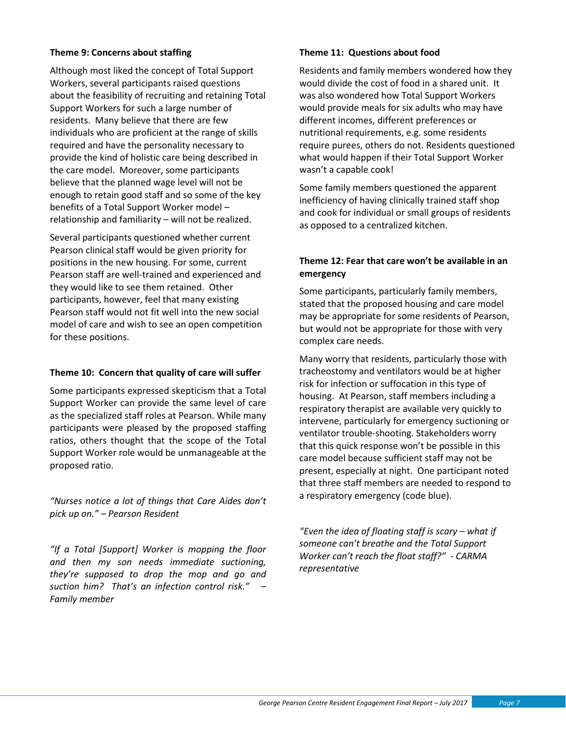**Theme 9: Concerns about staffing**

Although most liked the concept of Total Support Workers, several participants raised questions about the feasibility of recruiting and retaining Total Support Workers for such a large number of residents. Many believe that there are few individuals who are proficient at the range of skills required and have the personality necessary to provide the kind of holistic care being described in the care model. Moreover, some participants believe that the planned wage level will not be enough to retain good staff and so some of the key benefits of a Total Support Worker model – relationship and familiarity – will not be realized.

Several participants questioned whether current Pearson clinical staff would be given priority for positions in the new housing. For some, current Pearson staff are well-trained and experienced and they would like to see them retained. Other participants, however, feel that many existing Pearson staff would not fit well into the new social model of care and wish to see an open competition for these positions.

**Theme 10: Concern that quality of care will suffer**

Some participants expressed skepticism that a Total Support Worker can provide the same level of care as the specialized staff roles at Pearson. While many participants were pleased by the proposed staffing ratios, others thought that the scope of the Total Support Worker role would be unmanageable at the proposed ratio.

*"Nurses notice a lot of things that Care Aides don't pick up on." – Pearson Resident*

*"If a Total [Support] Worker is mopping the floor and then my son needs immediate suctioning, they're supposed to drop the mop and go and suction him? That's an infection control risk." – Family member*

**Theme 11: Questions about food**

Residents and family members wondered how they would divide the cost of food in a shared unit. It was also wondered how Total Support Workers would provide meals for six adults who may have different incomes, different preferences or nutritional requirements, e.g. some residents require purees, others do not. Residents questioned what would happen if their Total Support Worker wasn't a capable cook!

Some family members questioned the apparent inefficiency of having clinically trained staff shop and cook for individual or small groups of residents as opposed to a centralized kitchen.

**Theme 12: Fear that care won't be available in an emergency**

Some participants, particularly family members, stated that the proposed housing and care model may be appropriate for some residents of Pearson, but would not be appropriate for those with very complex care needs.

Many worry that residents, particularly those with tracheostomy and ventilators would be at higher risk for infection or suffocation in this type of housing. At Pearson, staff members including a respiratory therapist are available very quickly to intervene, particularly for emergency suctioning or ventilator trouble-shooting. Stakeholders worry that this quick response won't be possible in this care model because sufficient staff may not be present, especially at night. One participant noted that three staff members are needed to respond to a respiratory emergency (code blue).

*"Even the idea of floating staff is scary – what if someone can't breathe and the Total Support Worker can't reach the float staff?" - CARMA representative*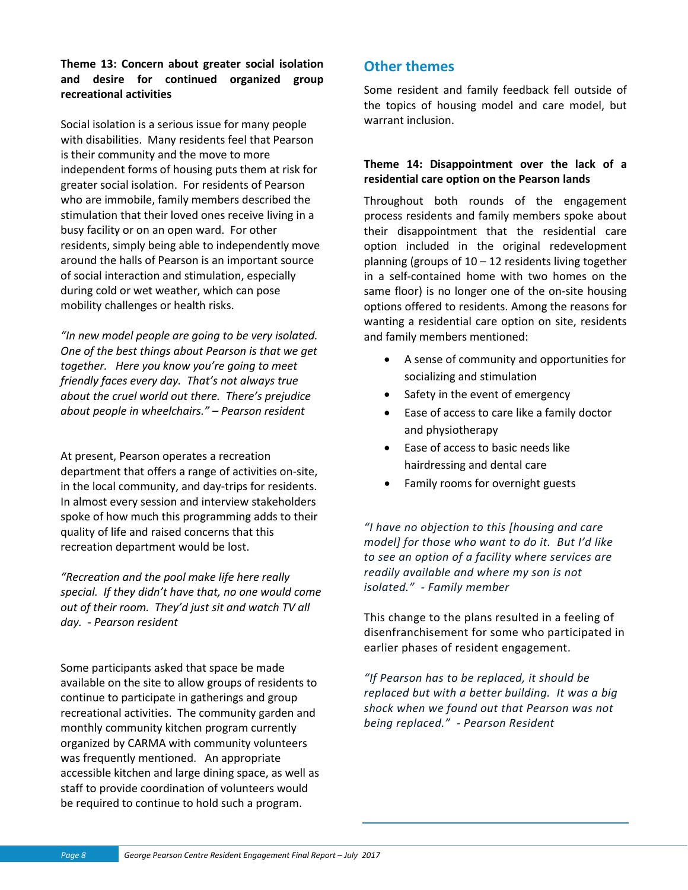**Theme 13: Concern about greater social isolation and desire for continued organized group recreational activities**

Social isolation is a serious issue for many people with disabilities. Many residents feel that Pearson is their community and the move to more independent forms of housing puts them at risk for greater social isolation. For residents of Pearson who are immobile, family members described the stimulation that their loved ones receive living in a busy facility or on an open ward. For other residents, simply being able to independently move around the halls of Pearson is an important source of social interaction and stimulation, especially during cold or wet weather, which can pose mobility challenges or health risks.

*"In new model people are going to be very isolated. One of the best things about Pearson is that we get together. Here you know you're going to meet friendly faces every day. That's not always true about the cruel world out there. There's prejudice about people in wheelchairs." – Pearson resident*

At present, Pearson operates a recreation department that offers a range of activities on-site, in the local community, and day-trips for residents. In almost every session and interview stakeholders spoke of how much this programming adds to their quality of life and raised concerns that this recreation department would be lost.

*"Recreation and the pool make life here really special. If they didn't have that, no one would come out of their room. They'd just sit and watch TV all day. - Pearson resident*

Some participants asked that space be made available on the site to allow groups of residents to continue to participate in gatherings and group recreational activities. The community garden and monthly community kitchen program currently organized by CARMA with community volunteers was frequently mentioned. An appropriate accessible kitchen and large dining space, as well as staff to provide coordination of volunteers would be required to continue to hold such a program.

## Other themes

Some resident and family feedback fell outside of the topics of housing model and care model, but warrant inclusion.

**Theme 14: Disappointment over the lack of a residential care option on the Pearson lands**

Throughout both rounds of the engagement process residents and family members spoke about their disappointment that the residential care option included in the original redevelopment planning (groups of 10 – 12 residents living together in a self-contained home with two homes on the same floor) is no longer one of the on-site housing options offered to residents. Among the reasons for wanting a residential care option on site, residents and family members mentioned:

- A sense of community and opportunities for socializing and stimulation
- Safety in the event of emergency
- Ease of access to care like a family doctor and physiotherapy
- Ease of access to basic needs like hairdressing and dental care
- Family rooms for overnight guests

*"I have no objection to this [housing and care model] for those who want to do it. But I'd like to see an option of a facility where services are readily available and where my son is not isolated." - Family member*

This change to the plans resulted in a feeling of disenfranchisement for some who participated in earlier phases of resident engagement.

*"If Pearson has to be replaced, it should be replaced but with a better building. It was a big shock when we found out that Pearson was not being replaced." - Pearson Resident*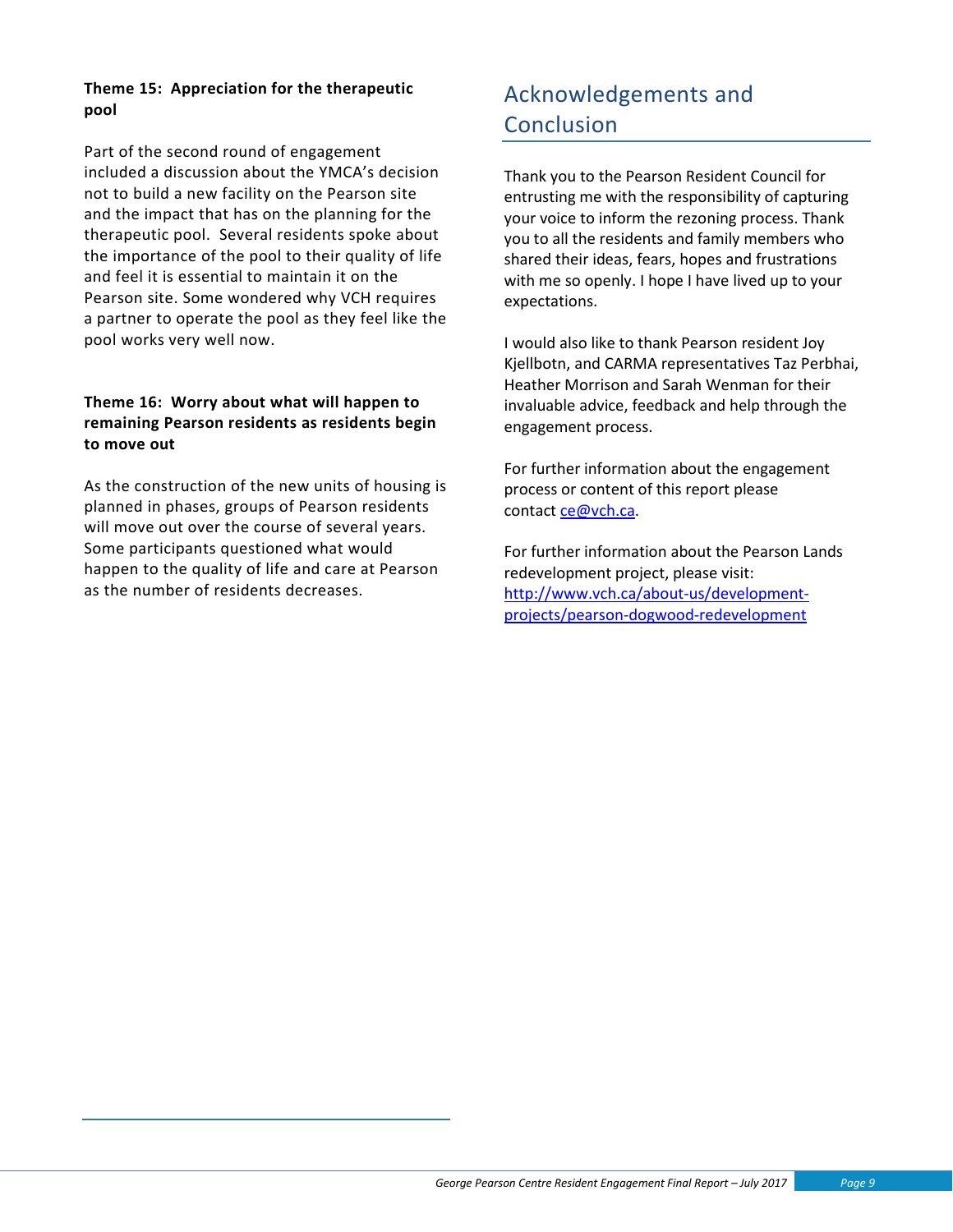**Theme 15: Appreciation for the therapeutic pool**

Part of the second round of engagement included a discussion about the YMCA's decision not to build a new facility on the Pearson site and the impact that has on the planning for the therapeutic pool. Several residents spoke about the importance of the pool to their quality of life and feel it is essential to maintain it on the Pearson site. Some wondered why VCH requires a partner to operate the pool as they feel like the pool works very well now.

**Theme 16: Worry about what will happen to remaining Pearson residents as residents begin to move out**

As the construction of the new units of housing is planned in phases, groups of Pearson residents will move out over the course of several years. Some participants questioned what would happen to the quality of life and care at Pearson as the number of residents decreases.

## Acknowledgements and Conclusion

Thank you to the Pearson Resident Council for entrusting me with the responsibility of capturing your voice to inform the rezoning process. Thank you to all the residents and family members who shared their ideas, fears, hopes and frustrations with me so openly. I hope I have lived up to your expectations.

I would also like to thank Pearson resident Joy Kjellbotn, and CARMA representatives Taz Perbhai, Heather Morrison and Sarah Wenman for their invaluable advice, feedback and help through the engagement process.

For further information about the engagement process or content of this report please contact ce@vch.ca.

For further information about the Pearson Lands redevelopment project, please visit: http://www.vch.ca/about-us/development-projects/pearson-dogwood-redevelopment